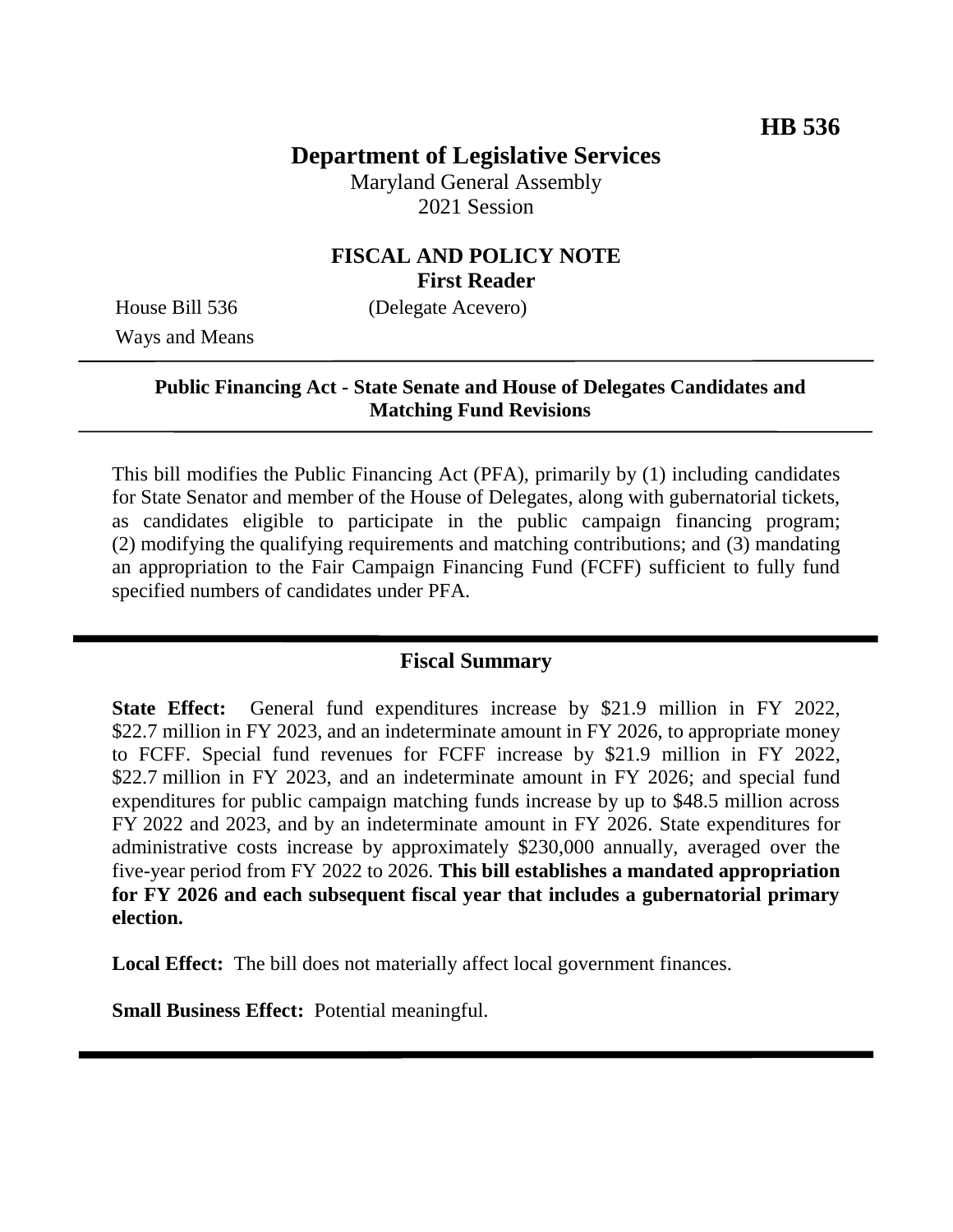**HB 536**

# Department of Legislative Services

Maryland General Assembly
2021 Session

## FISCAL AND POLICY NOTE
**First Reader**

House Bill 536 (Delegate Acevero)
Ways and Means

---

**Public Financing Act - State Senate and House of Delegates Candidates and Matching Fund Revisions**

---

This bill modifies the Public Financing Act (PFA), primarily by (1) including candidates for State Senator and member of the House of Delegates, along with gubernatorial tickets, as candidates eligible to participate in the public campaign financing program; (2) modifying the qualifying requirements and matching contributions; and (3) mandating an appropriation to the Fair Campaign Financing Fund (FCFF) sufficient to fully fund specified numbers of candidates under PFA.

---

## Fiscal Summary

**State Effect:** General fund expenditures increase by $21.9 million in FY 2022, $22.7 million in FY 2023, and an indeterminate amount in FY 2026, to appropriate money to FCFF. Special fund revenues for FCFF increase by $21.9 million in FY 2022, $22.7 million in FY 2023, and an indeterminate amount in FY 2026; and special fund expenditures for public campaign matching funds increase by up to $48.5 million across FY 2022 and 2023, and by an indeterminate amount in FY 2026. State expenditures for administrative costs increase by approximately $230,000 annually, averaged over the five-year period from FY 2022 to 2026. **This bill establishes a mandated appropriation for FY 2026 and each subsequent fiscal year that includes a gubernatorial primary election.**

**Local Effect:** The bill does not materially affect local government finances.

**Small Business Effect:** Potential meaningful.

---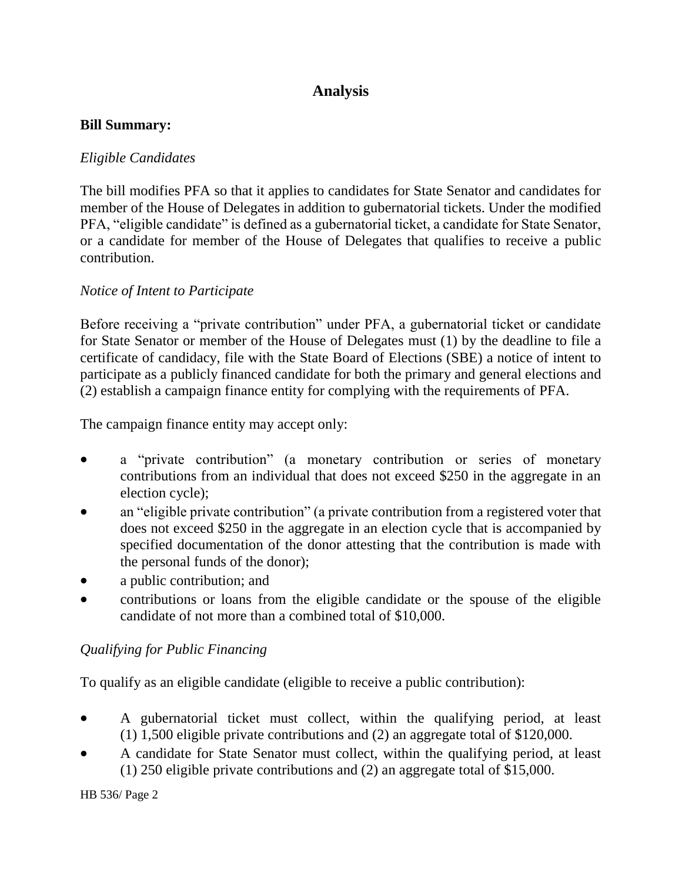## Analysis

**Bill Summary:**

*Eligible Candidates*

The bill modifies PFA so that it applies to candidates for State Senator and candidates for member of the House of Delegates in addition to gubernatorial tickets. Under the modified PFA, "eligible candidate" is defined as a gubernatorial ticket, a candidate for State Senator, or a candidate for member of the House of Delegates that qualifies to receive a public contribution.

*Notice of Intent to Participate*

Before receiving a "private contribution" under PFA, a gubernatorial ticket or candidate for State Senator or member of the House of Delegates must (1) by the deadline to file a certificate of candidacy, file with the State Board of Elections (SBE) a notice of intent to participate as a publicly financed candidate for both the primary and general elections and (2) establish a campaign finance entity for complying with the requirements of PFA.

The campaign finance entity may accept only:

- a "private contribution" (a monetary contribution or series of monetary contributions from an individual that does not exceed $250 in the aggregate in an election cycle);
- an "eligible private contribution" (a private contribution from a registered voter that does not exceed $250 in the aggregate in an election cycle that is accompanied by specified documentation of the donor attesting that the contribution is made with the personal funds of the donor);
- a public contribution; and
- contributions or loans from the eligible candidate or the spouse of the eligible candidate of not more than a combined total of $10,000.

*Qualifying for Public Financing*

To qualify as an eligible candidate (eligible to receive a public contribution):

- A gubernatorial ticket must collect, within the qualifying period, at least (1) 1,500 eligible private contributions and (2) an aggregate total of $120,000.
- A candidate for State Senator must collect, within the qualifying period, at least (1) 250 eligible private contributions and (2) an aggregate total of $15,000.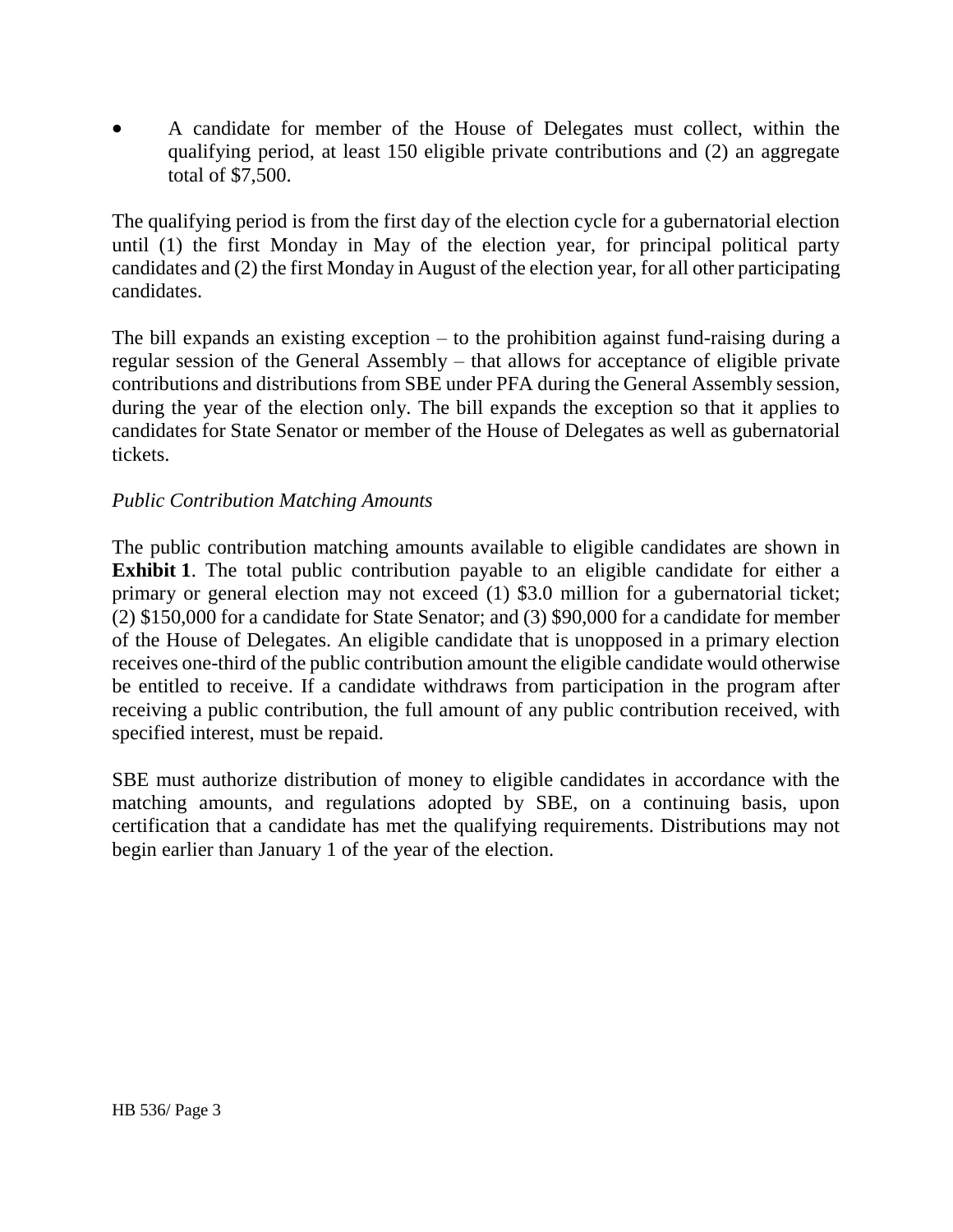- A candidate for member of the House of Delegates must collect, within the qualifying period, at least 150 eligible private contributions and (2) an aggregate total of $7,500.

The qualifying period is from the first day of the election cycle for a gubernatorial election until (1) the first Monday in May of the election year, for principal political party candidates and (2) the first Monday in August of the election year, for all other participating candidates.

The bill expands an existing exception – to the prohibition against fund-raising during a regular session of the General Assembly – that allows for acceptance of eligible private contributions and distributions from SBE under PFA during the General Assembly session, during the year of the election only. The bill expands the exception so that it applies to candidates for State Senator or member of the House of Delegates as well as gubernatorial tickets.

*Public Contribution Matching Amounts*

The public contribution matching amounts available to eligible candidates are shown in **Exhibit 1**. The total public contribution payable to an eligible candidate for either a primary or general election may not exceed (1) $3.0 million for a gubernatorial ticket; (2) $150,000 for a candidate for State Senator; and (3) $90,000 for a candidate for member of the House of Delegates. An eligible candidate that is unopposed in a primary election receives one-third of the public contribution amount the eligible candidate would otherwise be entitled to receive. If a candidate withdraws from participation in the program after receiving a public contribution, the full amount of any public contribution received, with specified interest, must be repaid.

SBE must authorize distribution of money to eligible candidates in accordance with the matching amounts, and regulations adopted by SBE, on a continuing basis, upon certification that a candidate has met the qualifying requirements. Distributions may not begin earlier than January 1 of the year of the election.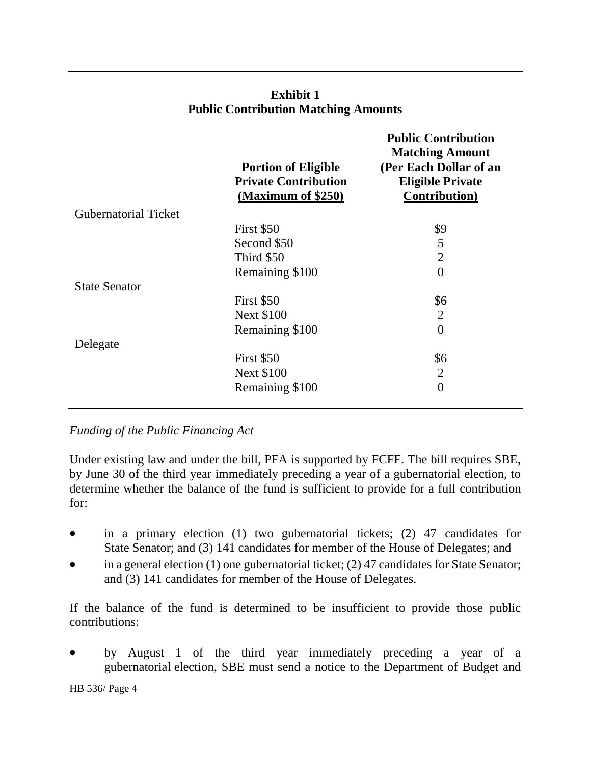**Exhibit 1**
**Public Contribution Matching Amounts**

| | Portion of Eligible Private Contribution (Maximum of $250) | Public Contribution Matching Amount (Per Each Dollar of an Eligible Private Contribution) |
|---|---|---|
| Gubernatorial Ticket | | |
| | First $50 | $9 |
| | Second $50 | 5 |
| | Third $50 | 2 |
| | Remaining $100 | 0 |
| State Senator | | |
| | First $50 | $6 |
| | Next $100 | 2 |
| | Remaining $100 | 0 |
| Delegate | | |
| | First $50 | $6 |
| | Next $100 | 2 |
| | Remaining $100 | 0 |

*Funding of the Public Financing Act*

Under existing law and under the bill, PFA is supported by FCFF. The bill requires SBE, by June 30 of the third year immediately preceding a year of a gubernatorial election, to determine whether the balance of the fund is sufficient to provide for a full contribution for:

- in a primary election (1) two gubernatorial tickets; (2) 47 candidates for State Senator; and (3) 141 candidates for member of the House of Delegates; and
- in a general election (1) one gubernatorial ticket; (2) 47 candidates for State Senator; and (3) 141 candidates for member of the House of Delegates.

If the balance of the fund is determined to be insufficient to provide those public contributions:

- by August 1 of the third year immediately preceding a year of a gubernatorial election, SBE must send a notice to the Department of Budget and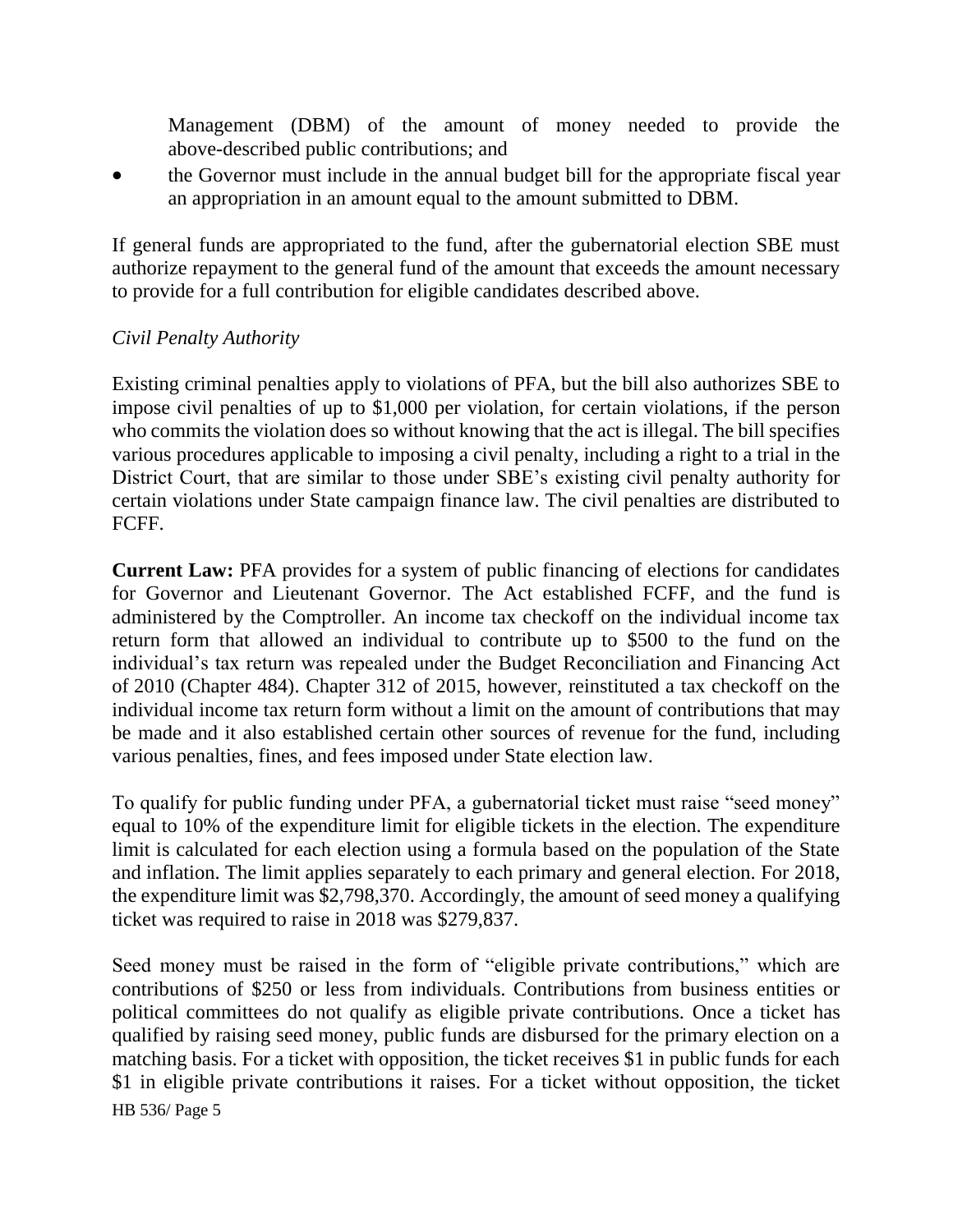Management (DBM) of the amount of money needed to provide the above-described public contributions; and

- the Governor must include in the annual budget bill for the appropriate fiscal year an appropriation in an amount equal to the amount submitted to DBM.

If general funds are appropriated to the fund, after the gubernatorial election SBE must authorize repayment to the general fund of the amount that exceeds the amount necessary to provide for a full contribution for eligible candidates described above.

*Civil Penalty Authority*

Existing criminal penalties apply to violations of PFA, but the bill also authorizes SBE to impose civil penalties of up to $1,000 per violation, for certain violations, if the person who commits the violation does so without knowing that the act is illegal. The bill specifies various procedures applicable to imposing a civil penalty, including a right to a trial in the District Court, that are similar to those under SBE's existing civil penalty authority for certain violations under State campaign finance law. The civil penalties are distributed to FCFF.

**Current Law:** PFA provides for a system of public financing of elections for candidates for Governor and Lieutenant Governor. The Act established FCFF, and the fund is administered by the Comptroller. An income tax checkoff on the individual income tax return form that allowed an individual to contribute up to $500 to the fund on the individual's tax return was repealed under the Budget Reconciliation and Financing Act of 2010 (Chapter 484). Chapter 312 of 2015, however, reinstituted a tax checkoff on the individual income tax return form without a limit on the amount of contributions that may be made and it also established certain other sources of revenue for the fund, including various penalties, fines, and fees imposed under State election law.

To qualify for public funding under PFA, a gubernatorial ticket must raise "seed money" equal to 10% of the expenditure limit for eligible tickets in the election. The expenditure limit is calculated for each election using a formula based on the population of the State and inflation. The limit applies separately to each primary and general election. For 2018, the expenditure limit was $2,798,370. Accordingly, the amount of seed money a qualifying ticket was required to raise in 2018 was $279,837.

Seed money must be raised in the form of "eligible private contributions," which are contributions of $250 or less from individuals. Contributions from business entities or political committees do not qualify as eligible private contributions. Once a ticket has qualified by raising seed money, public funds are disbursed for the primary election on a matching basis. For a ticket with opposition, the ticket receives $1 in public funds for each $1 in eligible private contributions it raises. For a ticket without opposition, the ticket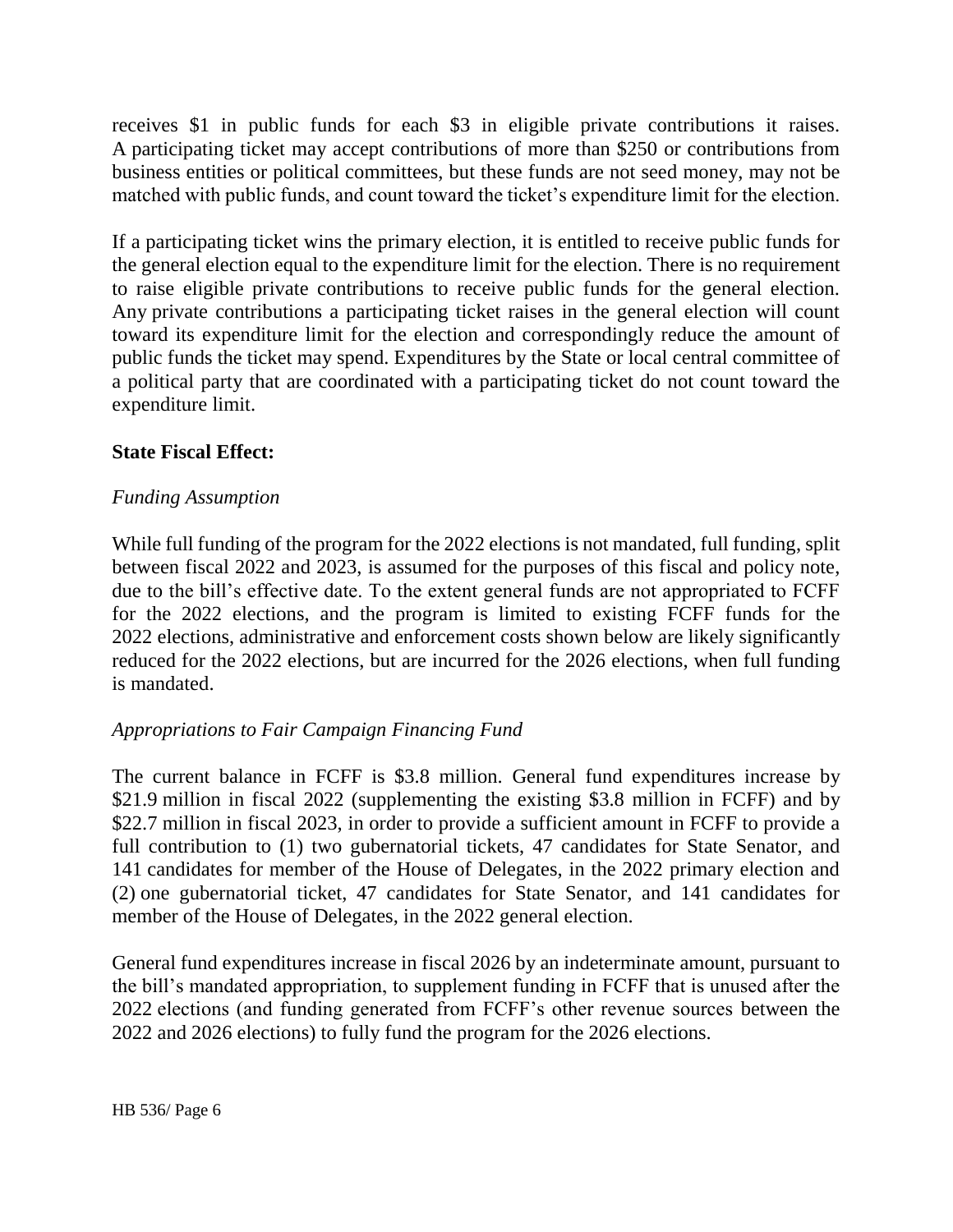receives $1 in public funds for each $3 in eligible private contributions it raises. A participating ticket may accept contributions of more than $250 or contributions from business entities or political committees, but these funds are not seed money, may not be matched with public funds, and count toward the ticket's expenditure limit for the election.

If a participating ticket wins the primary election, it is entitled to receive public funds for the general election equal to the expenditure limit for the election. There is no requirement to raise eligible private contributions to receive public funds for the general election. Any private contributions a participating ticket raises in the general election will count toward its expenditure limit for the election and correspondingly reduce the amount of public funds the ticket may spend. Expenditures by the State or local central committee of a political party that are coordinated with a participating ticket do not count toward the expenditure limit.

**State Fiscal Effect:**

*Funding Assumption*

While full funding of the program for the 2022 elections is not mandated, full funding, split between fiscal 2022 and 2023, is assumed for the purposes of this fiscal and policy note, due to the bill's effective date. To the extent general funds are not appropriated to FCFF for the 2022 elections, and the program is limited to existing FCFF funds for the 2022 elections, administrative and enforcement costs shown below are likely significantly reduced for the 2022 elections, but are incurred for the 2026 elections, when full funding is mandated.

*Appropriations to Fair Campaign Financing Fund*

The current balance in FCFF is $3.8 million. General fund expenditures increase by $21.9 million in fiscal 2022 (supplementing the existing $3.8 million in FCFF) and by $22.7 million in fiscal 2023, in order to provide a sufficient amount in FCFF to provide a full contribution to (1) two gubernatorial tickets, 47 candidates for State Senator, and 141 candidates for member of the House of Delegates, in the 2022 primary election and (2) one gubernatorial ticket, 47 candidates for State Senator, and 141 candidates for member of the House of Delegates, in the 2022 general election.

General fund expenditures increase in fiscal 2026 by an indeterminate amount, pursuant to the bill's mandated appropriation, to supplement funding in FCFF that is unused after the 2022 elections (and funding generated from FCFF's other revenue sources between the 2022 and 2026 elections) to fully fund the program for the 2026 elections.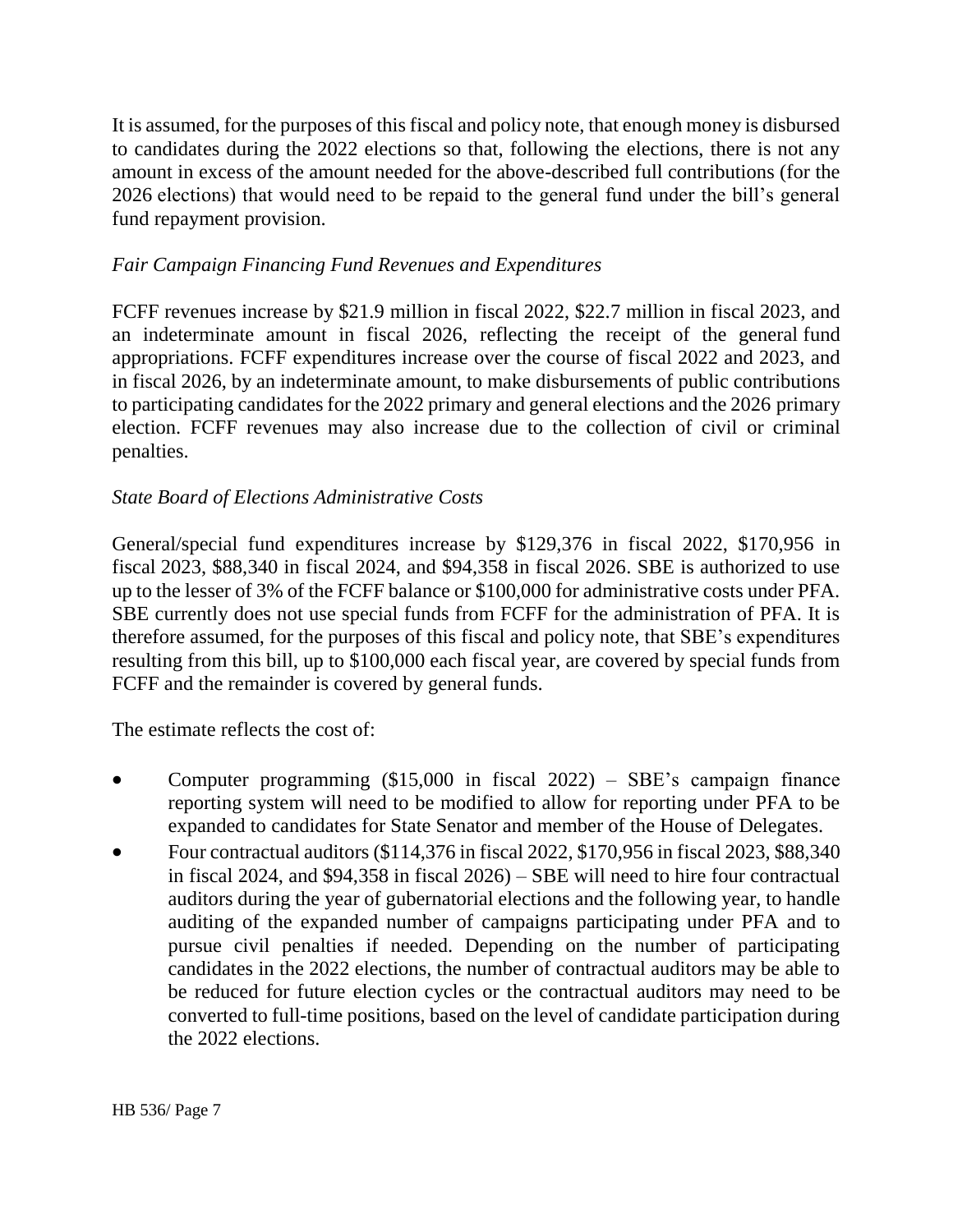It is assumed, for the purposes of this fiscal and policy note, that enough money is disbursed to candidates during the 2022 elections so that, following the elections, there is not any amount in excess of the amount needed for the above-described full contributions (for the 2026 elections) that would need to be repaid to the general fund under the bill's general fund repayment provision.

*Fair Campaign Financing Fund Revenues and Expenditures*

FCFF revenues increase by $21.9 million in fiscal 2022, $22.7 million in fiscal 2023, and an indeterminate amount in fiscal 2026, reflecting the receipt of the general fund appropriations. FCFF expenditures increase over the course of fiscal 2022 and 2023, and in fiscal 2026, by an indeterminate amount, to make disbursements of public contributions to participating candidates for the 2022 primary and general elections and the 2026 primary election. FCFF revenues may also increase due to the collection of civil or criminal penalties.

*State Board of Elections Administrative Costs*

General/special fund expenditures increase by $129,376 in fiscal 2022, $170,956 in fiscal 2023, $88,340 in fiscal 2024, and $94,358 in fiscal 2026. SBE is authorized to use up to the lesser of 3% of the FCFF balance or $100,000 for administrative costs under PFA. SBE currently does not use special funds from FCFF for the administration of PFA. It is therefore assumed, for the purposes of this fiscal and policy note, that SBE's expenditures resulting from this bill, up to $100,000 each fiscal year, are covered by special funds from FCFF and the remainder is covered by general funds.

The estimate reflects the cost of:

- Computer programming ($15,000 in fiscal 2022) – SBE's campaign finance reporting system will need to be modified to allow for reporting under PFA to be expanded to candidates for State Senator and member of the House of Delegates.
- Four contractual auditors ($114,376 in fiscal 2022, $170,956 in fiscal 2023, $88,340 in fiscal 2024, and $94,358 in fiscal 2026) – SBE will need to hire four contractual auditors during the year of gubernatorial elections and the following year, to handle auditing of the expanded number of campaigns participating under PFA and to pursue civil penalties if needed. Depending on the number of participating candidates in the 2022 elections, the number of contractual auditors may be able to be reduced for future election cycles or the contractual auditors may need to be converted to full-time positions, based on the level of candidate participation during the 2022 elections.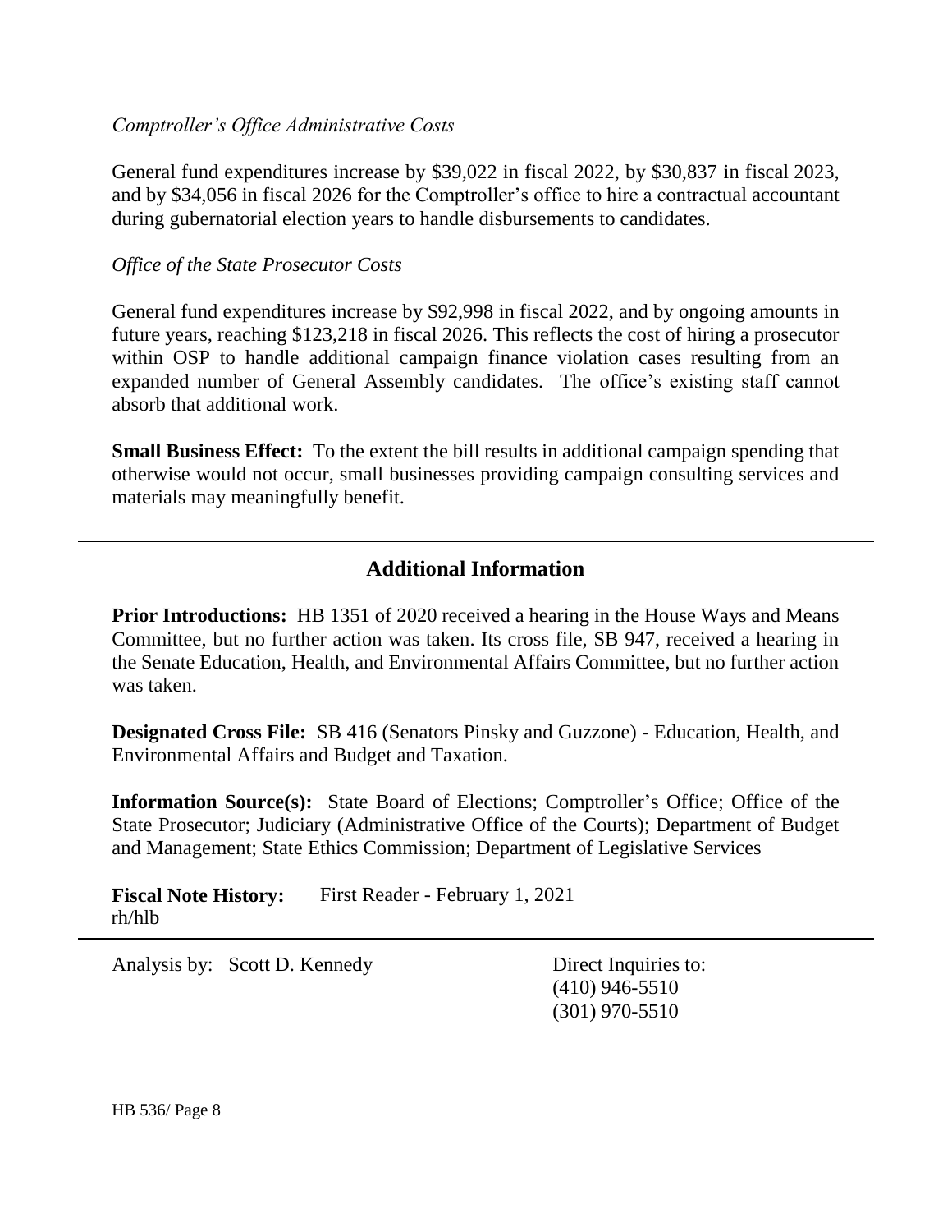*Comptroller's Office Administrative Costs*

General fund expenditures increase by $39,022 in fiscal 2022, by $30,837 in fiscal 2023, and by $34,056 in fiscal 2026 for the Comptroller's office to hire a contractual accountant during gubernatorial election years to handle disbursements to candidates.

*Office of the State Prosecutor Costs*

General fund expenditures increase by $92,998 in fiscal 2022, and by ongoing amounts in future years, reaching $123,218 in fiscal 2026. This reflects the cost of hiring a prosecutor within OSP to handle additional campaign finance violation cases resulting from an expanded number of General Assembly candidates. The office's existing staff cannot absorb that additional work.

**Small Business Effect:** To the extent the bill results in additional campaign spending that otherwise would not occur, small businesses providing campaign consulting services and materials may meaningfully benefit.

---

## Additional Information

**Prior Introductions:** HB 1351 of 2020 received a hearing in the House Ways and Means Committee, but no further action was taken. Its cross file, SB 947, received a hearing in the Senate Education, Health, and Environmental Affairs Committee, but no further action was taken.

**Designated Cross File:** SB 416 (Senators Pinsky and Guzzone) - Education, Health, and Environmental Affairs and Budget and Taxation.

**Information Source(s):** State Board of Elections; Comptroller's Office; Office of the State Prosecutor; Judiciary (Administrative Office of the Courts); Department of Budget and Management; State Ethics Commission; Department of Legislative Services

**Fiscal Note History:** First Reader - February 1, 2021
rh/hlb

---

Analysis by: Scott D. Kennedy

Direct Inquiries to:
(410) 946-5510
(301) 970-5510